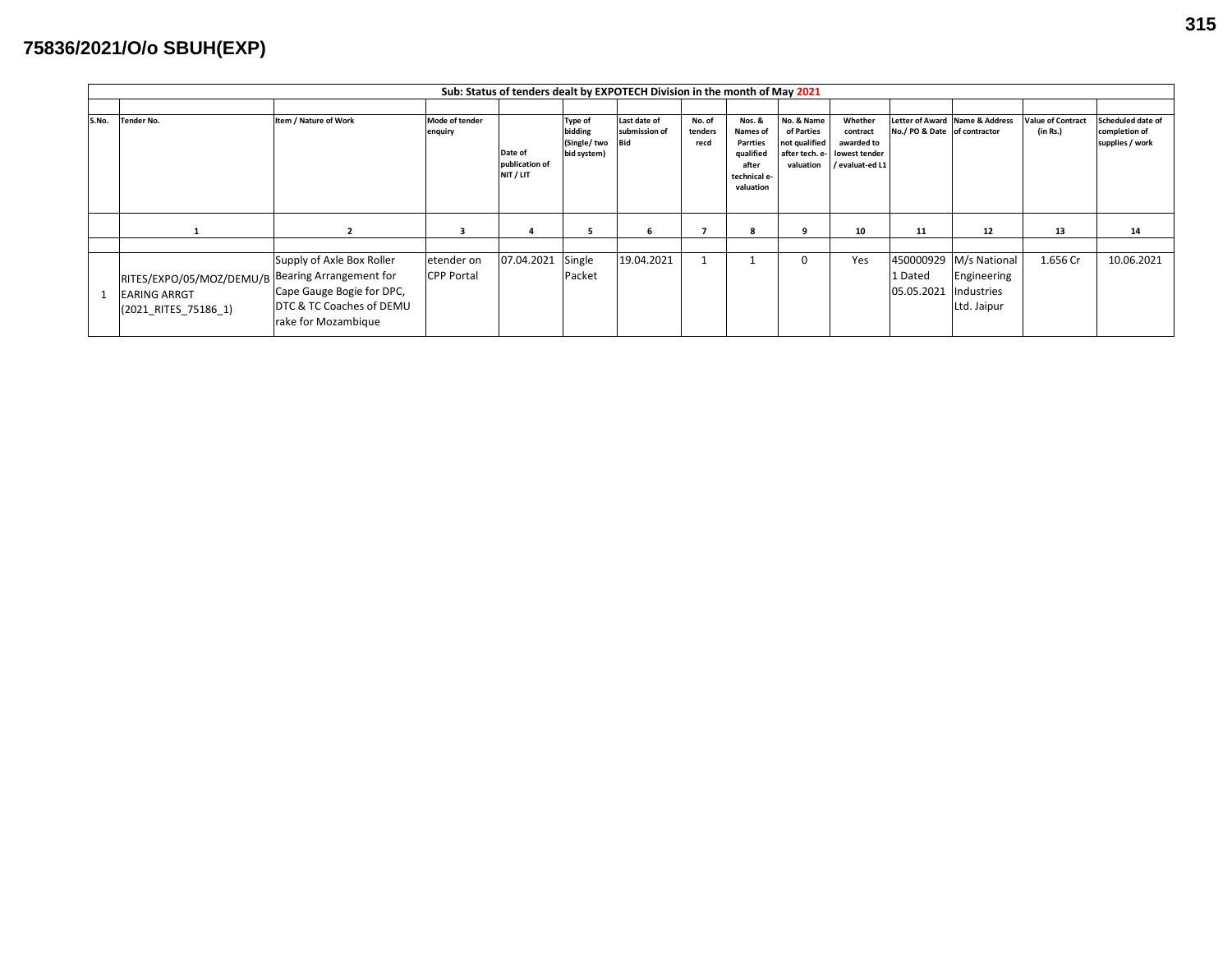**75836/2021/O/o SBUH(EXP)**

| Sub: Status of tenders dealt by EXPOTECH Division in the month of May 2021 | | | | | | | | | | | | | | |
|---|---|---|---|---|---|---|---|---|---|---|---|---|---|---|
| S.No. | Tender No. | Item / Nature of Work | Mode of tender enquiry | Date of publication of NIT / LIT | Type of bidding (Single/ two bid system) | Last date of submission of Bid | No. of tenders recd | Nos. & Names of Parrties qualified after technical e-valuation | No. & Name of Parties not qualified after tech. e-valuation | Whether contract awarded to lowest tender / evaluat-ed L1 | Letter of Award No./ PO & Date | Name & Address of contractor | Value of Contract (in Rs.) | Scheduled date of completion of supplies / work |
| | 1 | 2 | 3 | 4 | 5 | 6 | 7 | 8 | 9 | 10 | 11 | 12 | 13 | 14 |
| 1 | RITES/EXPO/05/MOZ/DEMU/BEARING ARRGT (2021_RITES_75186_1) | Supply of Axle Box Roller Bearing Arrangement for Cape Gauge Bogie for DPC, DTC & TC Coaches of DEMU rake for Mozambique | etender on CPP Portal | 07.04.2021 | Single Packet | 19.04.2021 | 1 | 1 | 0 | Yes | 4500009291 Dated 05.05.2021 | M/s National Engineering Industries Ltd. Jaipur | 1.656 Cr | 10.06.2021 |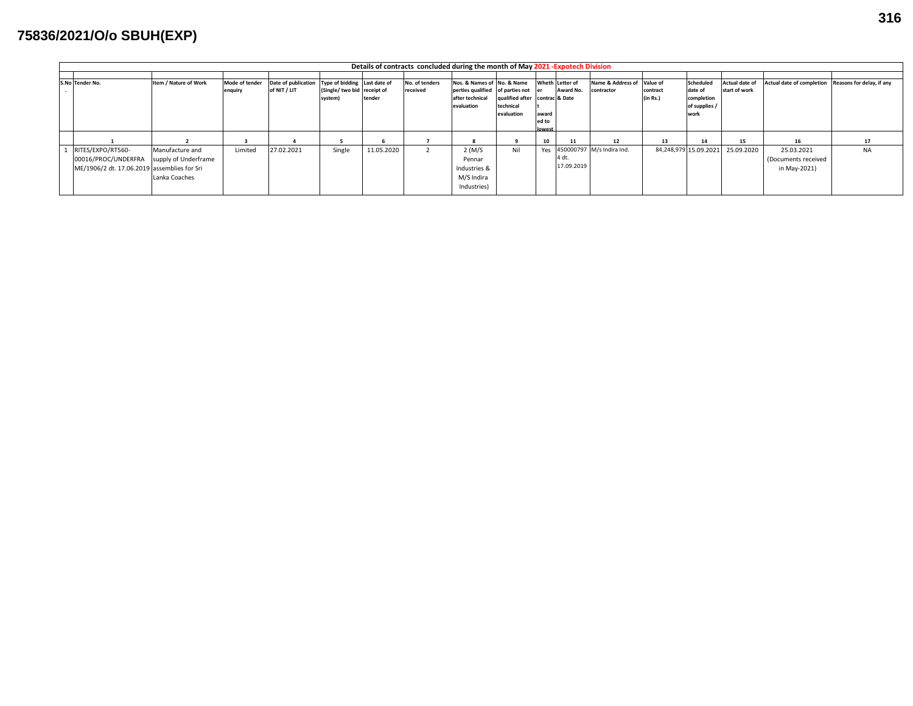# 75836/2021/O/o SBUH(EXP)

| Details of contracts concluded during the month of May 2021 -Expotech Division | | | | | | | | | | | | | | | | |
|---|---|---|---|---|---|---|---|---|---|---|---|---|---|---|---|---|
| S.No. | Tender No. | Item / Nature of Work | Mode of tender enquiry | Date of publication of NIT / LIT | Type of bidding (Single/ two bid system) | Last date of receipt of tender | No. of tenders received | Nos. & Names of perties qualified after technical evaluation | No. & Name of parties not qualified after technical evaluation | Whether contract awarded to lowest | Letter of Award No. & Date | Name & Address of contractor | Value of contract (in Rs.) | Scheduled date of completion of supplies / work | Actual date of start of work | Actual date of completion | Reasons for delay, if any |
| 1 | 2 | 3 | 4 | 5 | 6 | 7 | 8 | 9 | 10 | 11 | 12 | 13 | 14 | 15 | 16 | 17 |
| 1 | RITES/EXPO/RT560-00016/PROC/UNDERFRAME/1906/2 dt. 17.06.2019 | Manufacture and supply of Underframe assemblies for Sri Lanka Coaches | Limited | 27.02.2021 | Single | 11.05.2020 | 2 | 2 (M/S Pennar Industries & M/S Indira Industries) | Nil | Yes | 4500007974 dt. 17.09.2019 | M/s Indira Ind. | 84,248,979 | 15.09.2021 | 25.09.2020 | 25.03.2021 (Documents received in May-2021) | NA |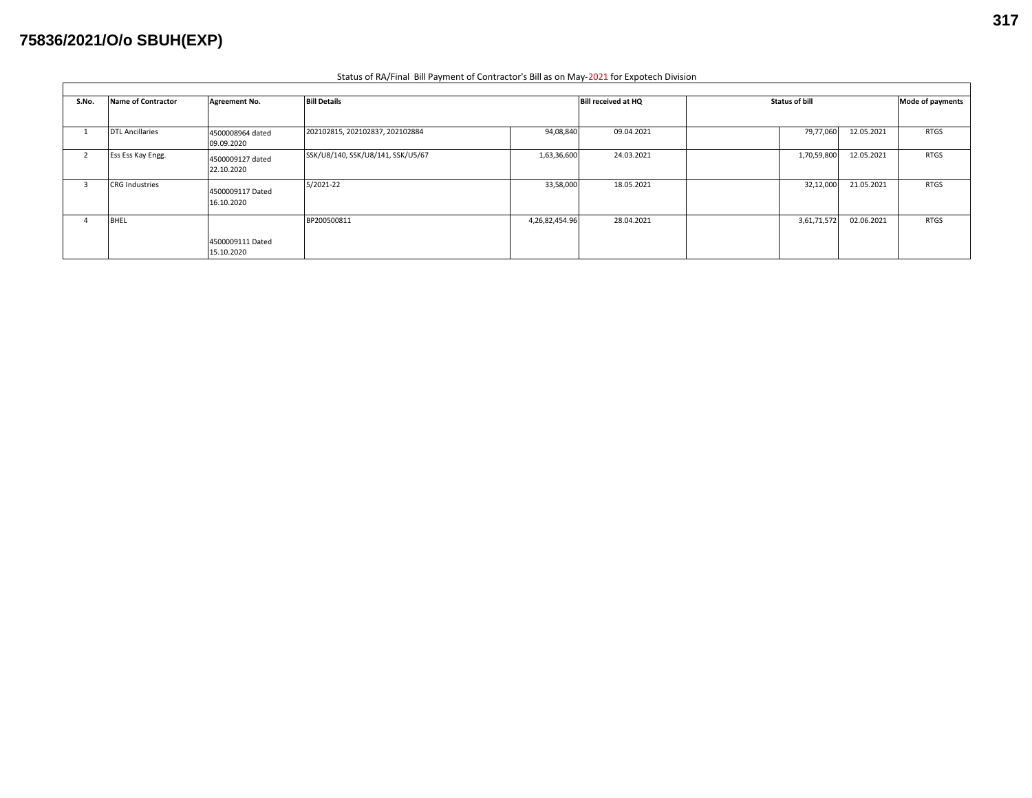# 75836/2021/O/o SBUH(EXP)

Status of RA/Final Bill Payment of Contractor's Bill as on May-2021 for Expotech Division

| S.No. | Name of Contractor | Agreement No. | Bill Details | | Bill received at HQ | Status of bill | | | Mode of payments |
|---|---|---|---|---|---|---|---|---|---|
| 1 | DTL Ancillaries | 4500008964 dated 09.09.2020 | 202102815, 202102837, 202102884 | 94,08,840 | 09.04.2021 | | 79,77,060 | 12.05.2021 | RTGS |
| 2 | Ess Ess Kay Engg. | 4500009127 dated 22.10.2020 | SSK/U8/140, SSK/U8/141, SSK/U5/67 | 1,63,36,600 | 24.03.2021 | | 1,70,59,800 | 12.05.2021 | RTGS |
| 3 | CRG Industries | 4500009117 Dated 16.10.2020 | 5/2021-22 | 33,58,000 | 18.05.2021 | | 32,12,000 | 21.05.2021 | RTGS |
| 4 | BHEL | 4500009111 Dated 15.10.2020 | BP200500811 | 4,26,82,454.96 | 28.04.2021 | | 3,61,71,572 | 02.06.2021 | RTGS |